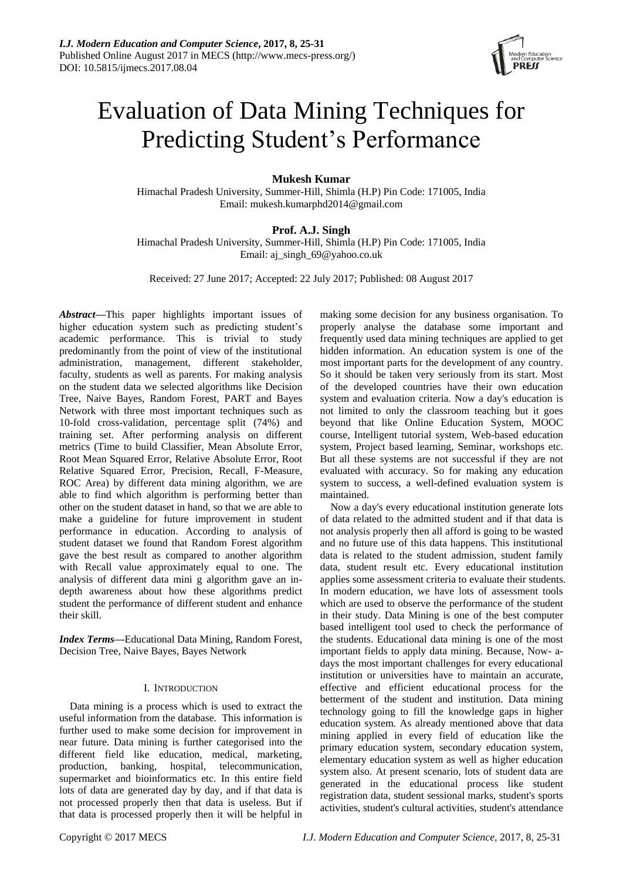# Evaluation of Data Mining Techniques for Predicting Student's Performance

**Mukesh Kumar**

Himachal Pradesh University, Summer-Hill, Shimla (H.P) Pin Code: 171005, India
Email: mukesh.kumarphd2014@gmail.com

**Prof. A.J. Singh**

Himachal Pradesh University, Summer-Hill, Shimla (H.P) Pin Code: 171005, India
Email: aj_singh_69@yahoo.co.uk

Received: 27 June 2017; Accepted: 22 July 2017; Published: 08 August 2017

***Abstract*—**This paper highlights important issues of higher education system such as predicting student's academic performance. This is trivial to study predominantly from the point of view of the institutional administration, management, different stakeholder, faculty, students as well as parents. For making analysis on the student data we selected algorithms like Decision Tree, Naive Bayes, Random Forest, PART and Bayes Network with three most important techniques such as 10-fold cross-validation, percentage split (74%) and training set. After performing analysis on different metrics (Time to build Classifier, Mean Absolute Error, Root Mean Squared Error, Relative Absolute Error, Root Relative Squared Error, Precision, Recall, F-Measure, ROC Area) by different data mining algorithm, we are able to find which algorithm is performing better than other on the student dataset in hand, so that we are able to make a guideline for future improvement in student performance in education. According to analysis of student dataset we found that Random Forest algorithm gave the best result as compared to another algorithm with Recall value approximately equal to one. The analysis of different data mini g algorithm gave an in-depth awareness about how these algorithms predict student the performance of different student and enhance their skill.

***Index Terms*—**Educational Data Mining, Random Forest, Decision Tree, Naive Bayes, Bayes Network

## I. Introduction

Data mining is a process which is used to extract the useful information from the database. This information is further used to make some decision for improvement in near future. Data mining is further categorised into the different field like education, medical, marketing, production, banking, hospital, telecommunication, supermarket and bioinformatics etc. In this entire field lots of data are generated day by day, and if that data is not processed properly then that data is useless. But if that data is processed properly then it will be helpful in making some decision for any business organisation. To properly analyse the database some important and frequently used data mining techniques are applied to get hidden information. An education system is one of the most important parts for the development of any country. So it should be taken very seriously from its start. Most of the developed countries have their own education system and evaluation criteria. Now a day's education is not limited to only the classroom teaching but it goes beyond that like Online Education System, MOOC course, Intelligent tutorial system, Web-based education system, Project based learning, Seminar, workshops etc. But all these systems are not successful if they are not evaluated with accuracy. So for making any education system to success, a well-defined evaluation system is maintained.

Now a day's every educational institution generate lots of data related to the admitted student and if that data is not analysis properly then all afford is going to be wasted and no future use of this data happens. This institutional data is related to the student admission, student family data, student result etc. Every educational institution applies some assessment criteria to evaluate their students. In modern education, we have lots of assessment tools which are used to observe the performance of the student in their study. Data Mining is one of the best computer based intelligent tool used to check the performance of the students. Educational data mining is one of the most important fields to apply data mining. Because, Now- a-days the most important challenges for every educational institution or universities have to maintain an accurate, effective and efficient educational process for the betterment of the student and institution. Data mining technology going to fill the knowledge gaps in higher education system. As already mentioned above that data mining applied in every field of education like the primary education system, secondary education system, elementary education system as well as higher education system also. At present scenario, lots of student data are generated in the educational process like student registration data, student sessional marks, student's sports activities, student's cultural activities, student's attendance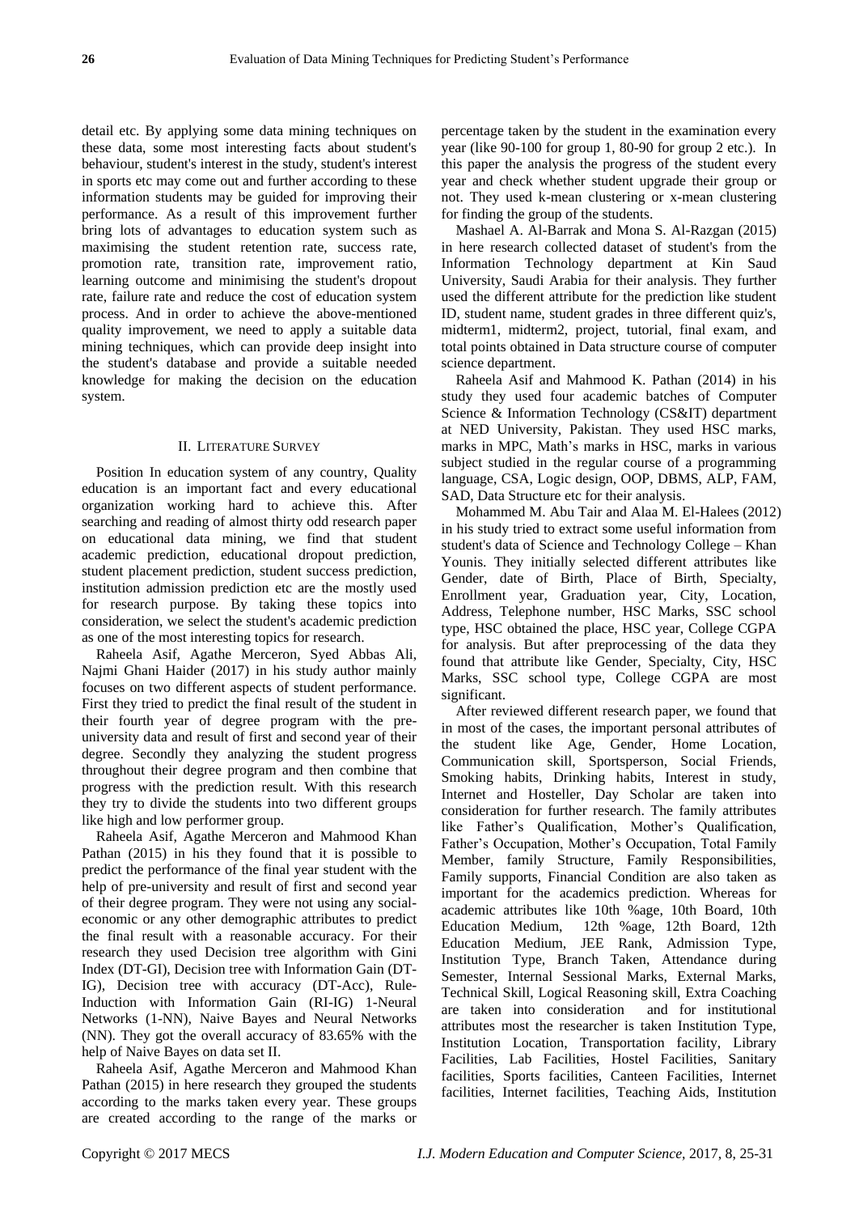detail etc. By applying some data mining techniques on these data, some most interesting facts about student's behaviour, student's interest in the study, student's interest in sports etc may come out and further according to these information students may be guided for improving their performance. As a result of this improvement further bring lots of advantages to education system such as maximising the student retention rate, success rate, promotion rate, transition rate, improvement ratio, learning outcome and minimising the student's dropout rate, failure rate and reduce the cost of education system process. And in order to achieve the above-mentioned quality improvement, we need to apply a suitable data mining techniques, which can provide deep insight into the student's database and provide a suitable needed knowledge for making the decision on the education system.

## II. Literature Survey

Position In education system of any country, Quality education is an important fact and every educational organization working hard to achieve this. After searching and reading of almost thirty odd research paper on educational data mining, we find that student academic prediction, educational dropout prediction, student placement prediction, student success prediction, institution admission prediction etc are the mostly used for research purpose. By taking these topics into consideration, we select the student's academic prediction as one of the most interesting topics for research.

Raheela Asif, Agathe Merceron, Syed Abbas Ali, Najmi Ghani Haider (2017) in his study author mainly focuses on two different aspects of student performance. First they tried to predict the final result of the student in their fourth year of degree program with the pre-university data and result of first and second year of their degree. Secondly they analyzing the student progress throughout their degree program and then combine that progress with the prediction result. With this research they try to divide the students into two different groups like high and low performer group.

Raheela Asif, Agathe Merceron and Mahmood Khan Pathan (2015) in his they found that it is possible to predict the performance of the final year student with the help of pre-university and result of first and second year of their degree program. They were not using any social-economic or any other demographic attributes to predict the final result with a reasonable accuracy. For their research they used Decision tree algorithm with Gini Index (DT-GI), Decision tree with Information Gain (DT-IG), Decision tree with accuracy (DT-Acc), Rule-Induction with Information Gain (RI-IG) 1-Neural Networks (1-NN), Naive Bayes and Neural Networks (NN). They got the overall accuracy of 83.65% with the help of Naive Bayes on data set II.

Raheela Asif, Agathe Merceron and Mahmood Khan Pathan (2015) in here research they grouped the students according to the marks taken every year. These groups are created according to the range of the marks or percentage taken by the student in the examination every year (like 90-100 for group 1, 80-90 for group 2 etc.). In this paper the analysis the progress of the student every year and check whether student upgrade their group or not. They used k-mean clustering or x-mean clustering for finding the group of the students.

Mashael A. Al-Barrak and Mona S. Al-Razgan (2015) in here research collected dataset of student's from the Information Technology department at Kin Saud University, Saudi Arabia for their analysis. They further used the different attribute for the prediction like student ID, student name, student grades in three different quiz's, midterm1, midterm2, project, tutorial, final exam, and total points obtained in Data structure course of computer science department.

Raheela Asif and Mahmood K. Pathan (2014) in his study they used four academic batches of Computer Science & Information Technology (CS&IT) department at NED University, Pakistan. They used HSC marks, marks in MPC, Math's marks in HSC, marks in various subject studied in the regular course of a programming language, CSA, Logic design, OOP, DBMS, ALP, FAM, SAD, Data Structure etc for their analysis.

Mohammed M. Abu Tair and Alaa M. El-Halees (2012) in his study tried to extract some useful information from student's data of Science and Technology College – Khan Younis. They initially selected different attributes like Gender, date of Birth, Place of Birth, Specialty, Enrollment year, Graduation year, City, Location, Address, Telephone number, HSC Marks, SSC school type, HSC obtained the place, HSC year, College CGPA for analysis. But after preprocessing of the data they found that attribute like Gender, Specialty, City, HSC Marks, SSC school type, College CGPA are most significant.

After reviewed different research paper, we found that in most of the cases, the important personal attributes of the student like Age, Gender, Home Location, Communication skill, Sportsperson, Social Friends, Smoking habits, Drinking habits, Interest in study, Internet and Hosteller, Day Scholar are taken into consideration for further research. The family attributes like Father's Qualification, Mother's Qualification, Father's Occupation, Mother's Occupation, Total Family Member, family Structure, Family Responsibilities, Family supports, Financial Condition are also taken as important for the academics prediction. Whereas for academic attributes like 10th %age, 10th Board, 10th Education Medium, 12th %age, 12th Board, 12th Education Medium, JEE Rank, Admission Type, Institution Type, Branch Taken, Attendance during Semester, Internal Sessional Marks, External Marks, Technical Skill, Logical Reasoning skill, Extra Coaching are taken into consideration and for institutional attributes most the researcher is taken Institution Type, Institution Location, Transportation facility, Library Facilities, Lab Facilities, Hostel Facilities, Sanitary facilities, Sports facilities, Canteen Facilities, Internet facilities, Internet facilities, Teaching Aids, Institution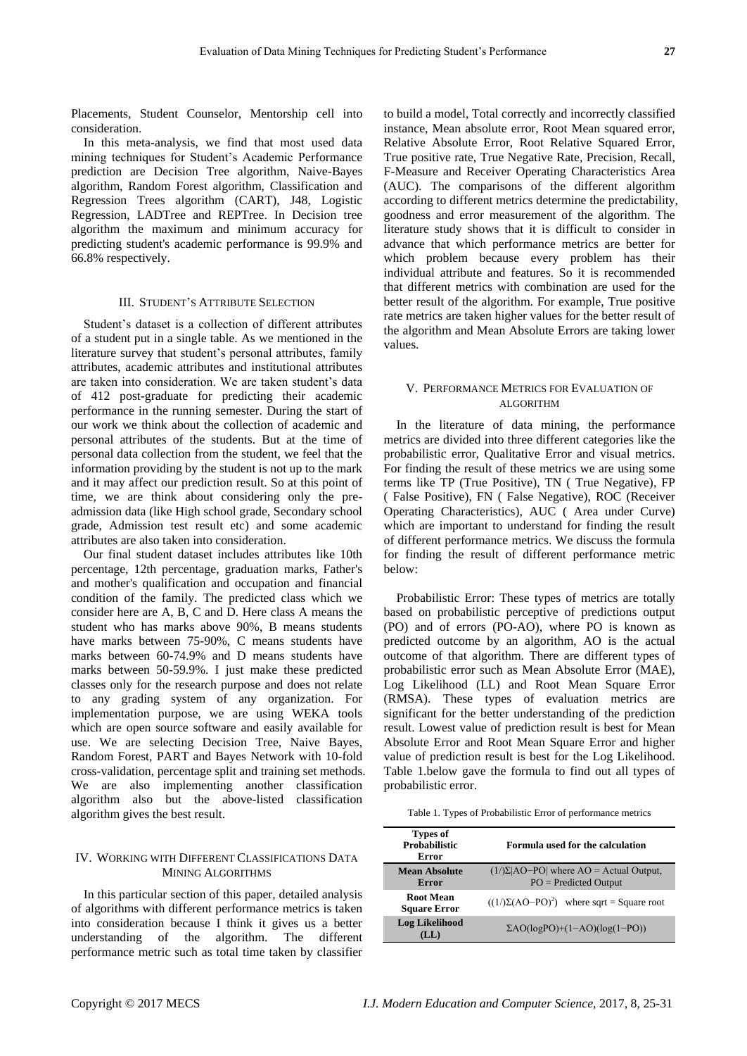Placements, Student Counselor, Mentorship cell into consideration.

In this meta-analysis, we find that most used data mining techniques for Student's Academic Performance prediction are Decision Tree algorithm, Naive-Bayes algorithm, Random Forest algorithm, Classification and Regression Trees algorithm (CART), J48, Logistic Regression, LADTree and REPTree. In Decision tree algorithm the maximum and minimum accuracy for predicting student's academic performance is 99.9% and 66.8% respectively.

## III. Student's Attribute Selection

Student's dataset is a collection of different attributes of a student put in a single table. As we mentioned in the literature survey that student's personal attributes, family attributes, academic attributes and institutional attributes are taken into consideration. We are taken student's data of 412 post-graduate for predicting their academic performance in the running semester. During the start of our work we think about the collection of academic and personal attributes of the students. But at the time of personal data collection from the student, we feel that the information providing by the student is not up to the mark and it may affect our prediction result. So at this point of time, we are think about considering only the pre-admission data (like High school grade, Secondary school grade, Admission test result etc) and some academic attributes are also taken into consideration.

Our final student dataset includes attributes like 10th percentage, 12th percentage, graduation marks, Father's and mother's qualification and occupation and financial condition of the family. The predicted class which we consider here are A, B, C and D. Here class A means the student who has marks above 90%, B means students have marks between 75-90%, C means students have marks between 60-74.9% and D means students have marks between 50-59.9%. I just make these predicted classes only for the research purpose and does not relate to any grading system of any organization. For implementation purpose, we are using WEKA tools which are open source software and easily available for use. We are selecting Decision Tree, Naive Bayes, Random Forest, PART and Bayes Network with 10-fold cross-validation, percentage split and training set methods. We are also implementing another classification algorithm also but the above-listed classification algorithm gives the best result.

## IV. Working with Different Classifications Data Mining Algorithms

In this particular section of this paper, detailed analysis of algorithms with different performance metrics is taken into consideration because I think it gives us a better understanding of the algorithm. The different performance metric such as total time taken by classifier to build a model, Total correctly and incorrectly classified instance, Mean absolute error, Root Mean squared error, Relative Absolute Error, Root Relative Squared Error, True positive rate, True Negative Rate, Precision, Recall, F-Measure and Receiver Operating Characteristics Area (AUC). The comparisons of the different algorithm according to different metrics determine the predictability, goodness and error measurement of the algorithm. The literature study shows that it is difficult to consider in advance that which performance metrics are better for which problem because every problem has their individual attribute and features. So it is recommended that different metrics with combination are used for the better result of the algorithm. For example, True positive rate metrics are taken higher values for the better result of the algorithm and Mean Absolute Errors are taking lower values.

## V. Performance Metrics for Evaluation of Algorithm

In the literature of data mining, the performance metrics are divided into three different categories like the probabilistic error, Qualitative Error and visual metrics. For finding the result of these metrics we are using some terms like TP (True Positive), TN ( True Negative), FP ( False Positive), FN ( False Negative), ROC (Receiver Operating Characteristics), AUC ( Area under Curve) which are important to understand for finding the result of different performance metrics. We discuss the formula for finding the result of different performance metric below:

Probabilistic Error: These types of metrics are totally based on probabilistic perceptive of predictions output (PO) and of errors (PO-AO), where PO is known as predicted outcome by an algorithm, AO is the actual outcome of that algorithm. There are different types of probabilistic error such as Mean Absolute Error (MAE), Log Likelihood (LL) and Root Mean Square Error (RMSA). These types of evaluation metrics are significant for the better understanding of the prediction result. Lowest value of prediction result is best for Mean Absolute Error and Root Mean Square Error and higher value of prediction result is best for the Log Likelihood. Table 1.below gave the formula to find out all types of probabilistic error.

Table 1. Types of Probabilistic Error of performance metrics

| Types of Probabilistic Error | Formula used for the calculation |
|---|---|
| **Mean Absolute Error** | $(1/)\Sigma\|AO-PO\|$ where AO = Actual Output, PO = Predicted Output |
| **Root Mean Square Error** | $((1/)\Sigma(AO-PO)^2)$ where sqrt = Square root |
| **Log Likelihood (LL)** | $\Sigma AO(\log PO)+(1-AO)(\log(1-PO))$ |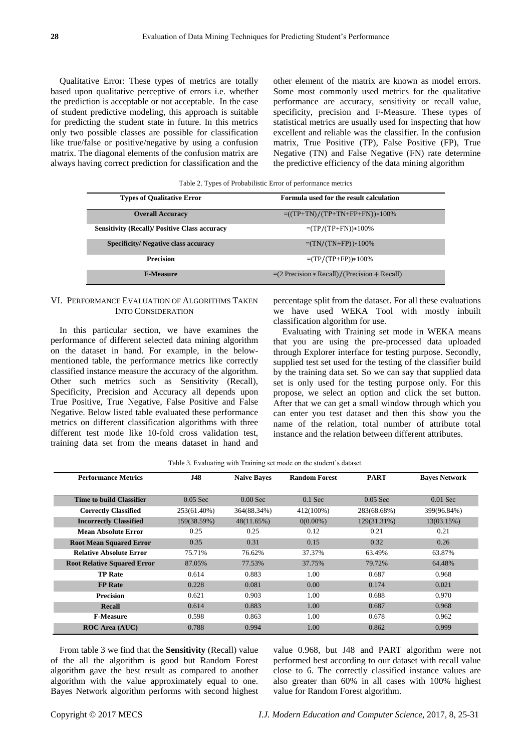Qualitative Error: These types of metrics are totally based upon qualitative perceptive of errors i.e. whether the prediction is acceptable or not acceptable. In the case of student predictive modeling, this approach is suitable for predicting the student state in future. In this metrics only two possible classes are possible for classification like true/false or positive/negative by using a confusion matrix. The diagonal elements of the confusion matrix are always having correct prediction for classification and the other element of the matrix are known as model errors. Some most commonly used metrics for the qualitative performance are accuracy, sensitivity or recall value, specificity, precision and F-Measure. These types of statistical metrics are usually used for inspecting that how excellent and reliable was the classifier. In the confusion matrix, True Positive (TP), False Positive (FP), True Negative (TN) and False Negative (FN) rate determine the predictive efficiency of the data mining algorithm

Table 2. Types of Probabilistic Error of performance metrics

| Types of Qualitative Error | Formula used for the result calculation |
|---|---|
| Overall Accuracy | $=((TP+TN)/(TP+TN+FP+FN))*100\%$ |
| Sensitivity (Recall)/ Positive Class accuracy | $=(TP/(TP+FN))*100\%$ |
| Specificity/ Negative class accuracy | $=(TN/(TN+FP))*100\%$ |
| Precision | $=(TP/(TP+FP))*100\%$ |
| F-Measure | $=(2\ Precision * Recall)/(Precision + Recall)$ |

## VI. Performance Evaluation of Algorithms Taken into Consideration

In this particular section, we have examines the performance of different selected data mining algorithm on the dataset in hand. For example, in the below-mentioned table, the performance metrics like correctly classified instance measure the accuracy of the algorithm. Other such metrics such as Sensitivity (Recall), Specificity, Precision and Accuracy all depends upon True Positive, True Negative, False Positive and False Negative. Below listed table evaluated these performance metrics on different classification algorithms with three different test mode like 10-fold cross validation test, training data set from the means dataset in hand and percentage split from the dataset. For all these evaluations we have used WEKA Tool with mostly inbuilt classification algorithm for use.

Evaluating with Training set mode in WEKA means that you are using the pre-processed data uploaded through Explorer interface for testing purpose. Secondly, supplied test set used for the testing of the classifier build by the training data set. So we can say that supplied data set is only used for the testing purpose only. For this propose, we select an option and click the set button. After that we can get a small window through which you can enter you test dataset and then this show you the name of the relation, total number of attribute total instance and the relation between different attributes.

Table 3. Evaluating with Training set mode on the student's dataset.

| Performance Metrics | J48 | Naive Bayes | Random Forest | PART | Bayes Network |
|---|---|---|---|---|---|
| Time to build Classifier | 0.05 Sec | 0.00 Sec | 0.1 Sec | 0.05 Sec | 0.01 Sec |
| Correctly Classified | 253(61.40%) | 364(88.34%) | 412(100%) | 283(68.68%) | 399(96.84%) |
| Incorrectly Classified | 159(38.59%) | 48(11.65%) | 0(0.00%) | 129(31.31%) | 13(03.15%) |
| Mean Absolute Error | 0.25 | 0.25 | 0.12 | 0.21 | 0.21 |
| Root Mean Squared Error | 0.35 | 0.31 | 0.15 | 0.32 | 0.26 |
| Relative Absolute Error | 75.71% | 76.62% | 37.37% | 63.49% | 63.87% |
| Root Relative Squared Error | 87.05% | 77.53% | 37.75% | 79.72% | 64.48% |
| TP Rate | 0.614 | 0.883 | 1.00 | 0.687 | 0.968 |
| FP Rate | 0.228 | 0.081 | 0.00 | 0.174 | 0.021 |
| Precision | 0.621 | 0.903 | 1.00 | 0.688 | 0.970 |
| Recall | 0.614 | 0.883 | 1.00 | 0.687 | 0.968 |
| F-Measure | 0.598 | 0.863 | 1.00 | 0.678 | 0.962 |
| ROC Area (AUC) | 0.788 | 0.994 | 1.00 | 0.862 | 0.999 |

From table 3 we find that the **Sensitivity** (Recall) value of the all the algorithm is good but Random Forest algorithm gave the best result as compared to another algorithm with the value approximately equal to one. Bayes Network algorithm performs with second highest value 0.968, but J48 and PART algorithm were not performed best according to our dataset with recall value close to 6. The correctly classified instance values are also greater than 60% in all cases with 100% highest value for Random Forest algorithm.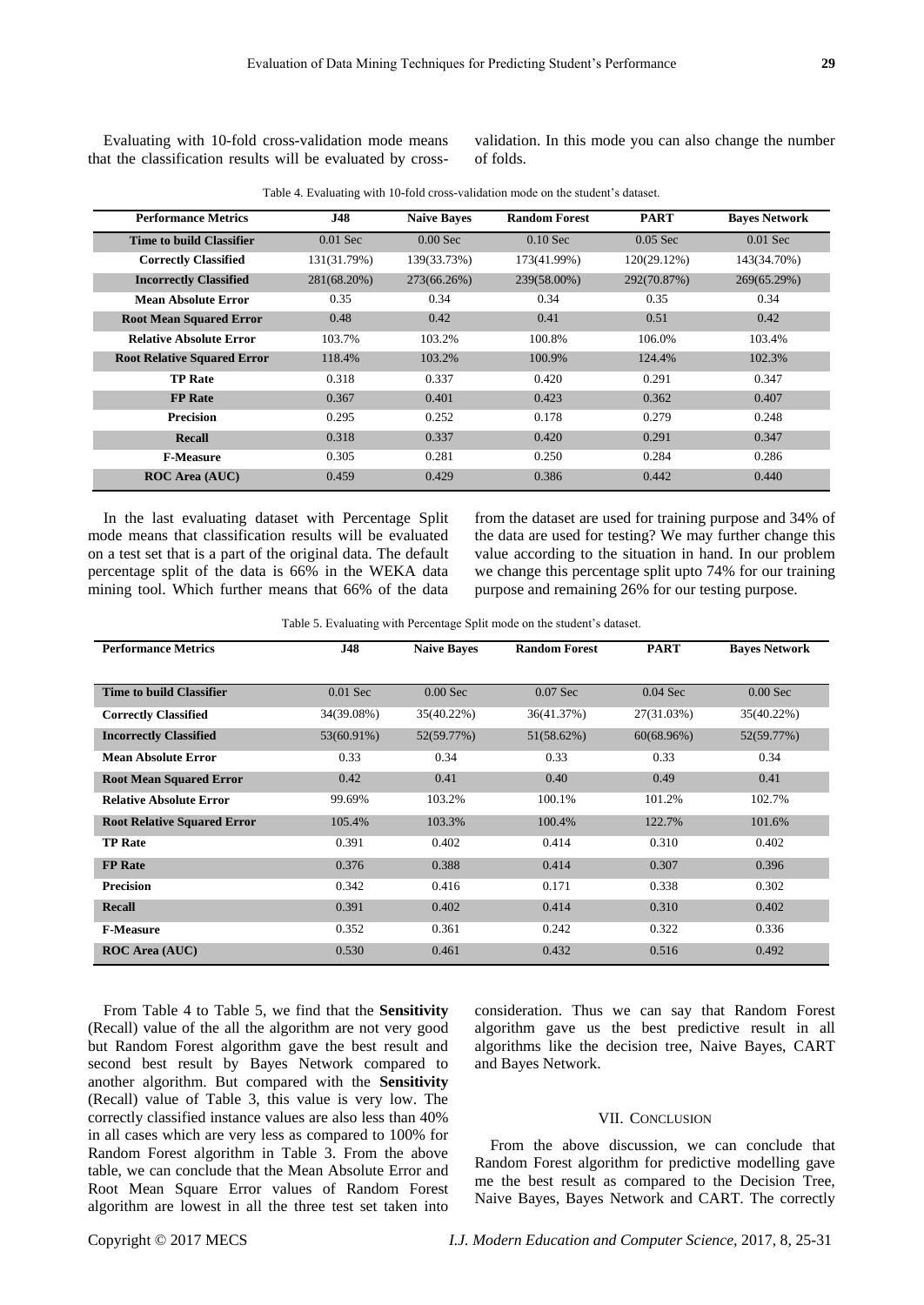Evaluating with 10-fold cross-validation mode means that the classification results will be evaluated by cross-validation. In this mode you can also change the number of folds.

Table 4. Evaluating with 10-fold cross-validation mode on the student's dataset.

| Performance Metrics | J48 | Naive Bayes | Random Forest | PART | Bayes Network |
|---|---|---|---|---|---|
| Time to build Classifier | 0.01 Sec | 0.00 Sec | 0.10 Sec | 0.05 Sec | 0.01 Sec |
| Correctly Classified | 131(31.79%) | 139(33.73%) | 173(41.99%) | 120(29.12%) | 143(34.70%) |
| Incorrectly Classified | 281(68.20%) | 273(66.26%) | 239(58.00%) | 292(70.87%) | 269(65.29%) |
| Mean Absolute Error | 0.35 | 0.34 | 0.34 | 0.35 | 0.34 |
| Root Mean Squared Error | 0.48 | 0.42 | 0.41 | 0.51 | 0.42 |
| Relative Absolute Error | 103.7% | 103.2% | 100.8% | 106.0% | 103.4% |
| Root Relative Squared Error | 118.4% | 103.2% | 100.9% | 124.4% | 102.3% |
| TP Rate | 0.318 | 0.337 | 0.420 | 0.291 | 0.347 |
| FP Rate | 0.367 | 0.401 | 0.423 | 0.362 | 0.407 |
| Precision | 0.295 | 0.252 | 0.178 | 0.279 | 0.248 |
| Recall | 0.318 | 0.337 | 0.420 | 0.291 | 0.347 |
| F-Measure | 0.305 | 0.281 | 0.250 | 0.284 | 0.286 |
| ROC Area (AUC) | 0.459 | 0.429 | 0.386 | 0.442 | 0.440 |

In the last evaluating dataset with Percentage Split mode means that classification results will be evaluated on a test set that is a part of the original data. The default percentage split of the data is 66% in the WEKA data mining tool. Which further means that 66% of the data from the dataset are used for training purpose and 34% of the data are used for testing? We may further change this value according to the situation in hand. In our problem we change this percentage split upto 74% for our training purpose and remaining 26% for our testing purpose.

Table 5. Evaluating with Percentage Split mode on the student's dataset.

| Performance Metrics | J48 | Naive Bayes | Random Forest | PART | Bayes Network |
|---|---|---|---|---|---|
| Time to build Classifier | 0.01 Sec | 0.00 Sec | 0.07 Sec | 0.04 Sec | 0.00 Sec |
| Correctly Classified | 34(39.08%) | 35(40.22%) | 36(41.37%) | 27(31.03%) | 35(40.22%) |
| Incorrectly Classified | 53(60.91%) | 52(59.77%) | 51(58.62%) | 60(68.96%) | 52(59.77%) |
| Mean Absolute Error | 0.33 | 0.34 | 0.33 | 0.33 | 0.34 |
| Root Mean Squared Error | 0.42 | 0.41 | 0.40 | 0.49 | 0.41 |
| Relative Absolute Error | 99.69% | 103.2% | 100.1% | 101.2% | 102.7% |
| Root Relative Squared Error | 105.4% | 103.3% | 100.4% | 122.7% | 101.6% |
| TP Rate | 0.391 | 0.402 | 0.414 | 0.310 | 0.402 |
| FP Rate | 0.376 | 0.388 | 0.414 | 0.307 | 0.396 |
| Precision | 0.342 | 0.416 | 0.171 | 0.338 | 0.302 |
| Recall | 0.391 | 0.402 | 0.414 | 0.310 | 0.402 |
| F-Measure | 0.352 | 0.361 | 0.242 | 0.322 | 0.336 |
| ROC Area (AUC) | 0.530 | 0.461 | 0.432 | 0.516 | 0.492 |

From Table 4 to Table 5, we find that the **Sensitivity** (Recall) value of the all the algorithm are not very good but Random Forest algorithm gave the best result and second best result by Bayes Network compared to another algorithm. But compared with the **Sensitivity** (Recall) value of Table 3, this value is very low. The correctly classified instance values are also less than 40% in all cases which are very less as compared to 100% for Random Forest algorithm in Table 3. From the above table, we can conclude that the Mean Absolute Error and Root Mean Square Error values of Random Forest algorithm are lowest in all the three test set taken into consideration. Thus we can say that Random Forest algorithm gave us the best predictive result in all algorithms like the decision tree, Naive Bayes, CART and Bayes Network.

## VII. Conclusion

From the above discussion, we can conclude that Random Forest algorithm for predictive modelling gave me the best result as compared to the Decision Tree, Naive Bayes, Bayes Network and CART. The correctly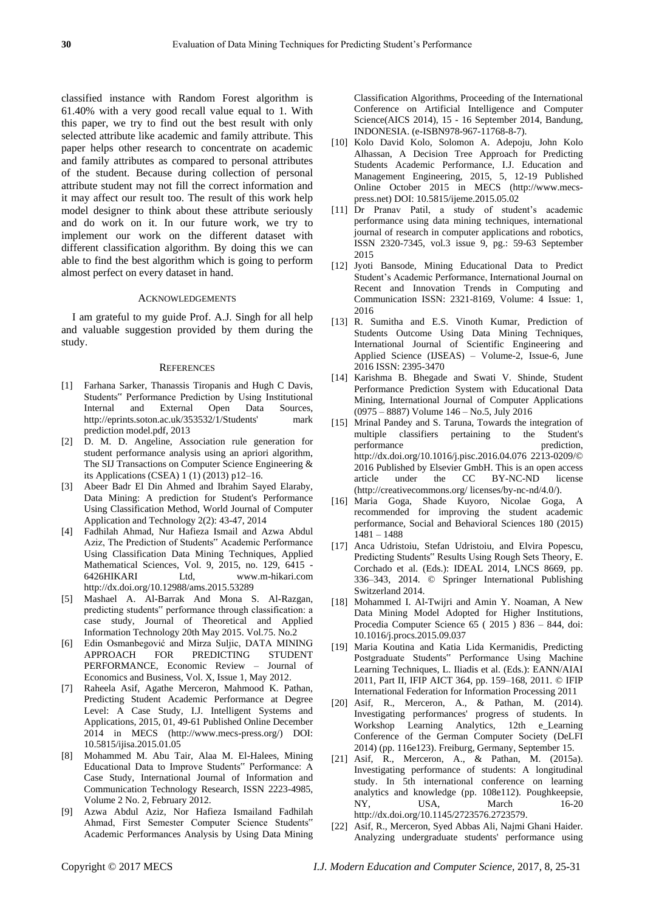classified instance with Random Forest algorithm is 61.40% with a very good recall value equal to 1. With this paper, we try to find out the best result with only selected attribute like academic and family attribute. This paper helps other research to concentrate on academic and family attributes as compared to personal attributes of the student. Because during collection of personal attribute student may not fill the correct information and it may affect our result too. The result of this work help model designer to think about these attribute seriously and do work on it. In our future work, we try to implement our work on the different dataset with different classification algorithm. By doing this we can able to find the best algorithm which is going to perform almost perfect on every dataset in hand.

## ACKNOWLEDGEMENTS

I am grateful to my guide Prof. A.J. Singh for all help and valuable suggestion provided by them during the study.

## REFERENCES

[1] Farhana Sarker, Thanassis Tiropanis and Hugh C Davis, Students‟ Performance Prediction by Using Institutional Internal and External Open Data Sources, http://eprints.soton.ac.uk/353532/1/Students' mark prediction model.pdf, 2013

[2] D. M. D. Angeline, Association rule generation for student performance analysis using an apriori algorithm, The SIJ Transactions on Computer Science Engineering & its Applications (CSEA) 1 (1) (2013) p12–16.

[3] Abeer Badr El Din Ahmed and Ibrahim Sayed Elaraby, Data Mining: A prediction for Student's Performance Using Classification Method, World Journal of Computer Application and Technology 2(2): 43-47, 2014

[4] Fadhilah Ahmad, Nur Hafieza Ismail and Azwa Abdul Aziz, The Prediction of Students‟ Academic Performance Using Classification Data Mining Techniques, Applied Mathematical Sciences, Vol. 9, 2015, no. 129, 6415 - 6426HIKARI Ltd, www.m-hikari.com http://dx.doi.org/10.12988/ams.2015.53289

[5] Mashael A. Al-Barrak And Mona S. Al-Razgan, predicting students‟ performance through classification: a case study, Journal of Theoretical and Applied Information Technology 20th May 2015. Vol.75. No.2

[6] Edin Osmanbegović and Mirza Suljic, DATA MINING APPROACH FOR PREDICTING STUDENT PERFORMANCE, Economic Review – Journal of Economics and Business, Vol. X, Issue 1, May 2012.

[7] Raheela Asif, Agathe Merceron, Mahmood K. Pathan, Predicting Student Academic Performance at Degree Level: A Case Study, I.J. Intelligent Systems and Applications, 2015, 01, 49-61 Published Online December 2014 in MECS (http://www.mecs-press.org/) DOI: 10.5815/ijisa.2015.01.05

[8] Mohammed M. Abu Tair, Alaa M. El-Halees, Mining Educational Data to Improve Students‟ Performance: A Case Study, International Journal of Information and Communication Technology Research, ISSN 2223-4985, Volume 2 No. 2, February 2012.

[9] Azwa Abdul Aziz, Nor Hafieza Ismailand Fadhilah Ahmad, First Semester Computer Science Students‟ Academic Performances Analysis by Using Data Mining Classification Algorithms, Proceeding of the International Conference on Artificial Intelligence and Computer Science(AICS 2014), 15 - 16 September 2014, Bandung, INDONESIA. (e-ISBN978-967-11768-8-7).

[10] Kolo David Kolo, Solomon A. Adepoju, John Kolo Alhassan, A Decision Tree Approach for Predicting Students Academic Performance, I.J. Education and Management Engineering, 2015, 5, 12-19 Published Online October 2015 in MECS (http://www.mecs-press.net) DOI: 10.5815/ijeme.2015.05.02

[11] Dr Pranav Patil, a study of student's academic performance using data mining techniques, international journal of research in computer applications and robotics, ISSN 2320-7345, vol.3 issue 9, pg.: 59-63 September 2015

[12] Jyoti Bansode, Mining Educational Data to Predict Student's Academic Performance, International Journal on Recent and Innovation Trends in Computing and Communication ISSN: 2321-8169, Volume: 4 Issue: 1, 2016

[13] R. Sumitha and E.S. Vinoth Kumar, Prediction of Students Outcome Using Data Mining Techniques, International Journal of Scientific Engineering and Applied Science (IJSEAS) – Volume-2, Issue-6, June 2016 ISSN: 2395-3470

[14] Karishma B. Bhegade and Swati V. Shinde, Student Performance Prediction System with Educational Data Mining, International Journal of Computer Applications (0975 – 8887) Volume 146 – No.5, July 2016

[15] Mrinal Pandey and S. Taruna, Towards the integration of multiple classifiers pertaining to the Student's performance prediction, http://dx.doi.org/10.1016/j.pisc.2016.04.076 2213-0209/© 2016 Published by Elsevier GmbH. This is an open access article under the CC BY-NC-ND license (http://creativecommons.org/ licenses/by-nc-nd/4.0/).

[16] Maria Goga, Shade Kuyoro, Nicolae Goga, A recommended for improving the student academic performance, Social and Behavioral Sciences 180 (2015) 1481 – 1488

[17] Anca Udristoiu, Stefan Udristoiu, and Elvira Popescu, Predicting Students‟ Results Using Rough Sets Theory, E. Corchado et al. (Eds.): IDEAL 2014, LNCS 8669, pp. 336–343, 2014. © Springer International Publishing Switzerland 2014.

[18] Mohammed I. Al-Twijri and Amin Y. Noaman, A New Data Mining Model Adopted for Higher Institutions, Procedia Computer Science 65 ( 2015 ) 836 – 844, doi: 10.1016/j.procs.2015.09.037

[19] Maria Koutina and Katia Lida Kermanidis, Predicting Postgraduate Students‟ Performance Using Machine Learning Techniques, L. Iliadis et al. (Eds.): EANN/AIAI 2011, Part II, IFIP AICT 364, pp. 159–168, 2011. © IFIP International Federation for Information Processing 2011

[20] Asif, R., Merceron, A., & Pathan, M. (2014). Investigating performances' progress of students. In Workshop Learning Analytics, 12th e_Learning Conference of the German Computer Society (DeLFI 2014) (pp. 116e123). Freiburg, Germany, September 15.

[21] Asif, R., Merceron, A., & Pathan, M. (2015a). Investigating performance of students: A longitudinal study. In 5th international conference on learning analytics and knowledge (pp. 108e112). Poughkeepsie, NY, USA, March 16-20 http://dx.doi.org/10.1145/2723576.2723579.

[22] Asif, R., Merceron, Syed Abbas Ali, Najmi Ghani Haider. Analyzing undergraduate students' performance using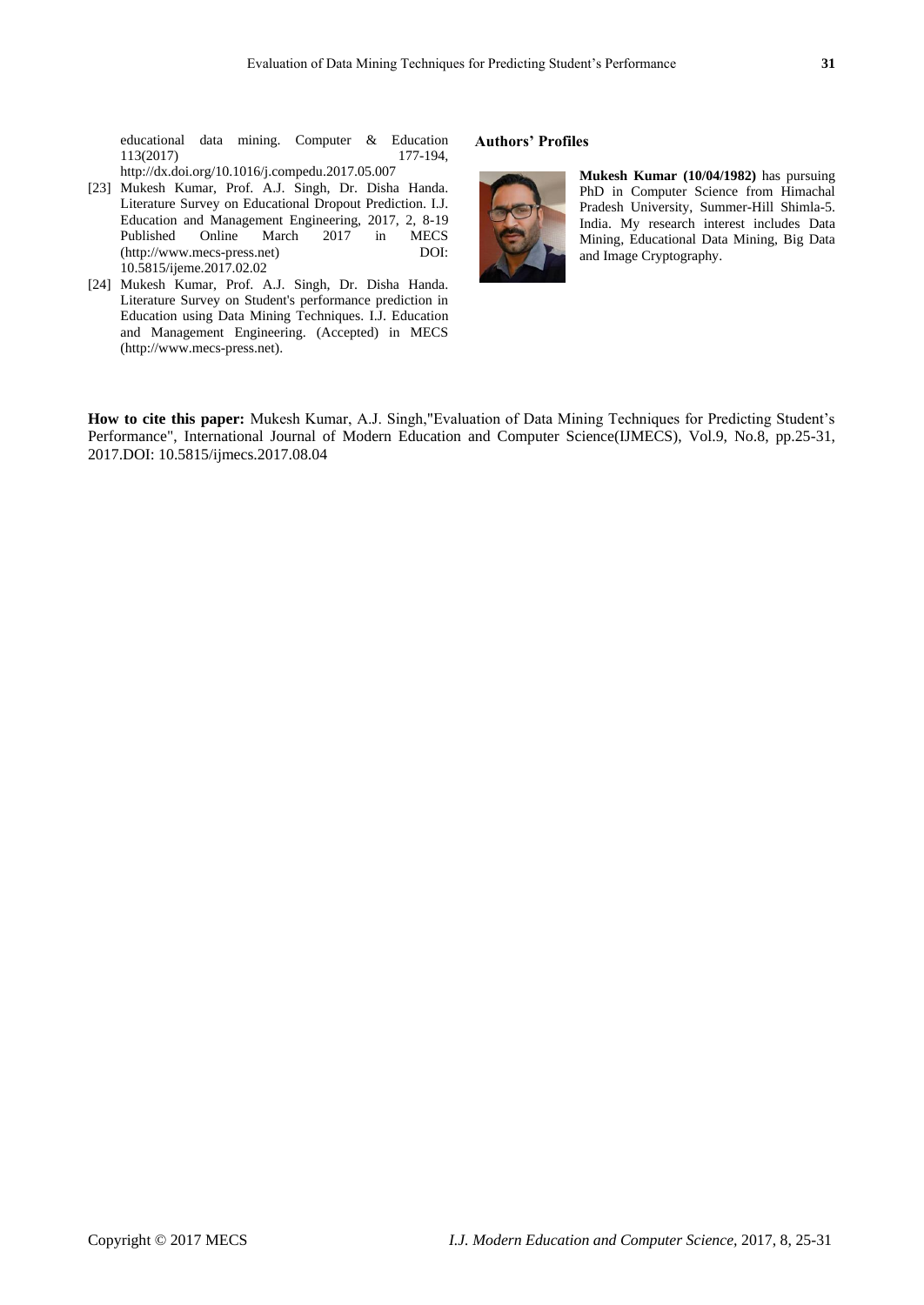educational data mining. Computer & Education 113(2017) 177-194, http://dx.doi.org/10.1016/j.compedu.2017.05.007

[23] Mukesh Kumar, Prof. A.J. Singh, Dr. Disha Handa. Literature Survey on Educational Dropout Prediction. I.J. Education and Management Engineering, 2017, 2, 8-19 Published Online March 2017 in MECS (http://www.mecs-press.net) DOI: 10.5815/ijeme.2017.02.02

[24] Mukesh Kumar, Prof. A.J. Singh, Dr. Disha Handa. Literature Survey on Student's performance prediction in Education using Data Mining Techniques. I.J. Education and Management Engineering. (Accepted) in MECS (http://www.mecs-press.net).

## Authors' Profiles

**Mukesh Kumar (10/04/1982)** has pursuing PhD in Computer Science from Himachal Pradesh University, Summer-Hill Shimla-5. India. My research interest includes Data Mining, Educational Data Mining, Big Data and Image Cryptography.

**How to cite this paper:** Mukesh Kumar, A.J. Singh,"Evaluation of Data Mining Techniques for Predicting Student's Performance", International Journal of Modern Education and Computer Science(IJMECS), Vol.9, No.8, pp.25-31, 2017.DOI: 10.5815/ijmecs.2017.08.04